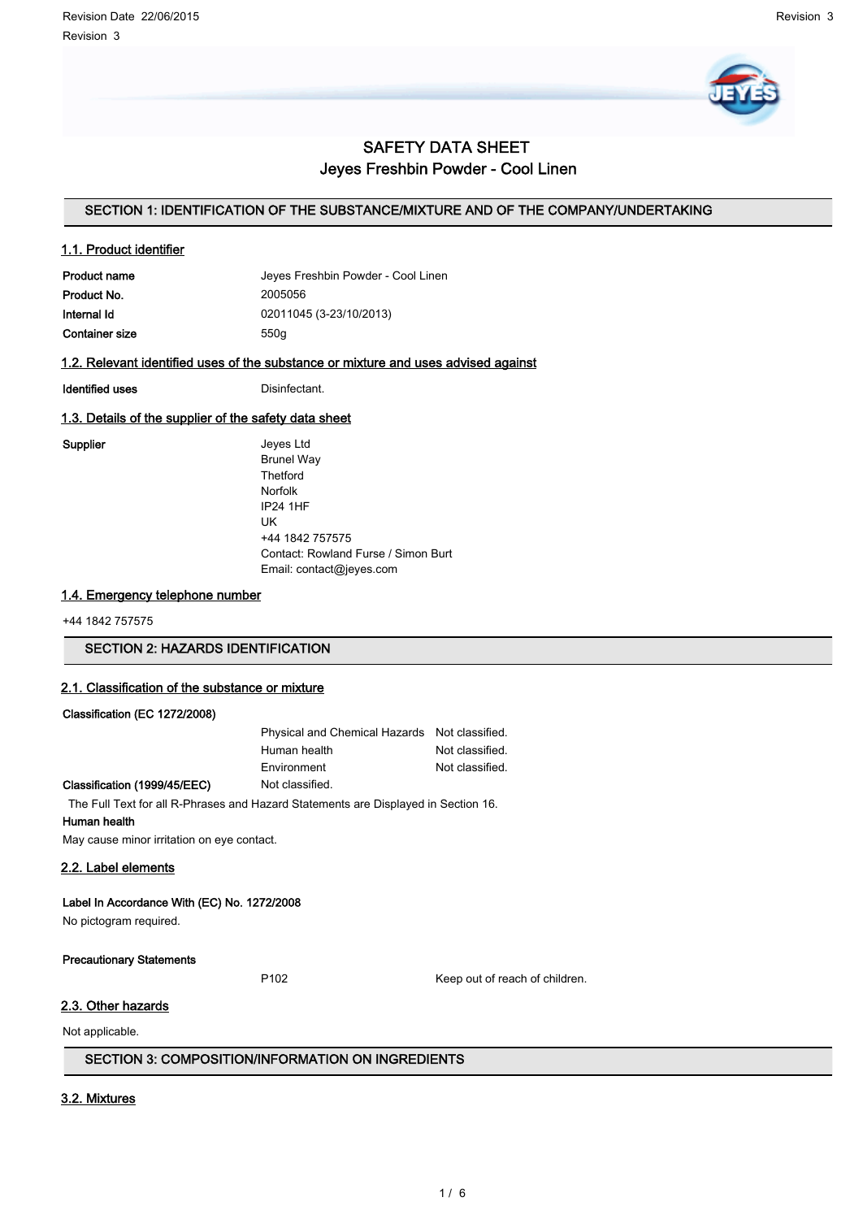# SAFETY DATA SHEET

## Jeyes Freshbin Powder - Cool Linen

## SECTION 1: IDENTIFICATION OF THE SUBSTANCE/MIXTURE AND OF THE COMPANY/UNDERTAKING

### 1.1. Product identifier

| | |
|---|---|
| **Product name** | Jeyes Freshbin Powder - Cool Linen |
| **Product No.** | 2005056 |
| **Internal Id** | 02011045 (3-23/10/2013) |
| **Container size** | 550g |

### 1.2. Relevant identified uses of the substance or mixture and uses advised against

**Identified uses** Disinfectant.

### 1.3. Details of the supplier of the safety data sheet

**Supplier**

Jeyes Ltd
Brunel Way
Thetford
Norfolk
IP24 1HF
UK
+44 1842 757575
Contact: Rowland Furse / Simon Burt
Email: contact@jeyes.com

### 1.4. Emergency telephone number

+44 1842 757575

## SECTION 2: HAZARDS IDENTIFICATION

### 2.1. Classification of the substance or mixture

**Classification (EC 1272/2008)**

| | |
|---|---|
| Physical and Chemical Hazards | Not classified. |
| Human health | Not classified. |
| Environment | Not classified. |

**Classification (1999/45/EEC)** Not classified.

The Full Text for all R-Phrases and Hazard Statements are Displayed in Section 16.

**Human health**

May cause minor irritation on eye contact.

### 2.2. Label elements

**Label In Accordance With (EC) No. 1272/2008**

No pictogram required.

**Precautionary Statements**

| | |
|---|---|
| P102 | Keep out of reach of children. |

### 2.3. Other hazards

Not applicable.

## SECTION 3: COMPOSITION/INFORMATION ON INGREDIENTS

### 3.2. Mixtures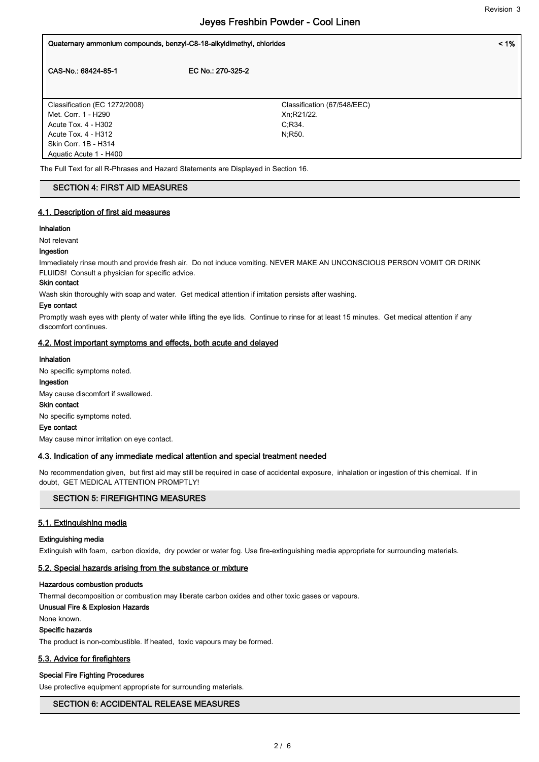| Quaternary ammonium compounds, benzyl-C8-18-alkyldimethyl, chlorides | | < 1% |
|---|---|---|
| CAS-No.: 68424-85-1 | EC No.: 270-325-2 | |
| Classification (EC 1272/2008)<br>Met. Corr. 1 - H290<br>Acute Tox. 4 - H302<br>Acute Tox. 4 - H312<br>Skin Corr. 1B - H314<br>Aquatic Acute 1 - H400 | Classification (67/548/EEC)<br>Xn;R21/22.<br>C;R34.<br>N;R50. | |

The Full Text for all R-Phrases and Hazard Statements are Displayed in Section 16.

## SECTION 4: FIRST AID MEASURES

### 4.1. Description of first aid measures

**Inhalation**

Not relevant

**Ingestion**

Immediately rinse mouth and provide fresh air. Do not induce vomiting. NEVER MAKE AN UNCONSCIOUS PERSON VOMIT OR DRINK FLUIDS! Consult a physician for specific advice.

**Skin contact**

Wash skin thoroughly with soap and water. Get medical attention if irritation persists after washing.

**Eye contact**

Promptly wash eyes with plenty of water while lifting the eye lids. Continue to rinse for at least 15 minutes. Get medical attention if any discomfort continues.

### 4.2. Most important symptoms and effects, both acute and delayed

**Inhalation**

No specific symptoms noted.

**Ingestion**

May cause discomfort if swallowed.

**Skin contact**

No specific symptoms noted.

**Eye contact**

May cause minor irritation on eye contact.

### 4.3. Indication of any immediate medical attention and special treatment needed

No recommendation given, but first aid may still be required in case of accidental exposure, inhalation or ingestion of this chemical. If in doubt, GET MEDICAL ATTENTION PROMPTLY!

## SECTION 5: FIREFIGHTING MEASURES

### 5.1. Extinguishing media

**Extinguishing media**

Extinguish with foam, carbon dioxide, dry powder or water fog. Use fire-extinguishing media appropriate for surrounding materials.

### 5.2. Special hazards arising from the substance or mixture

**Hazardous combustion products**

Thermal decomposition or combustion may liberate carbon oxides and other toxic gases or vapours.

**Unusual Fire & Explosion Hazards**

None known.

**Specific hazards**

The product is non-combustible. If heated, toxic vapours may be formed.

### 5.3. Advice for firefighters

**Special Fire Fighting Procedures**

Use protective equipment appropriate for surrounding materials.

## SECTION 6: ACCIDENTAL RELEASE MEASURES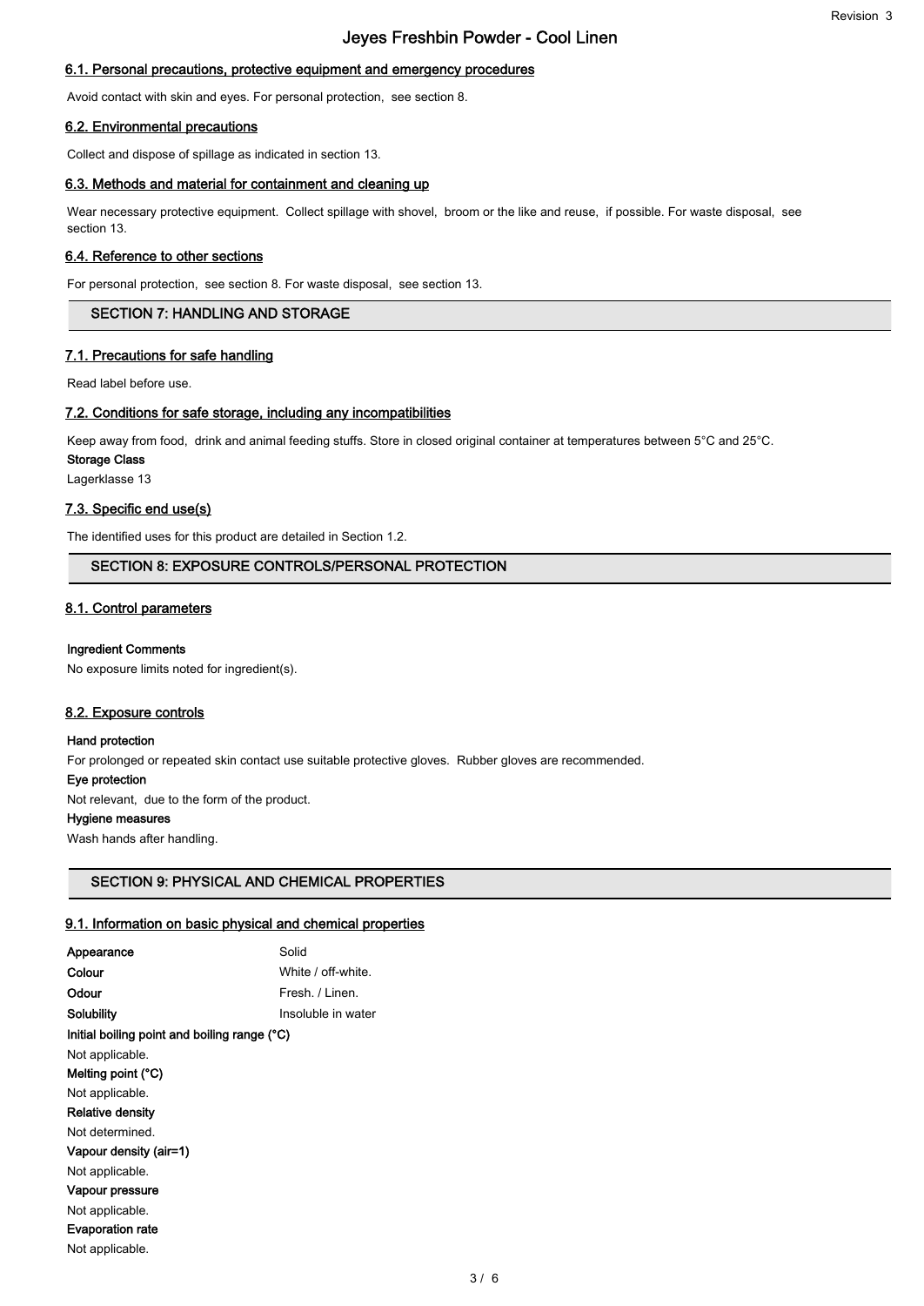### 6.1. Personal precautions, protective equipment and emergency procedures

Avoid contact with skin and eyes. For personal protection, see section 8.

### 6.2. Environmental precautions

Collect and dispose of spillage as indicated in section 13.

### 6.3. Methods and material for containment and cleaning up

Wear necessary protective equipment. Collect spillage with shovel, broom or the like and reuse, if possible. For waste disposal, see section 13.

### 6.4. Reference to other sections

For personal protection, see section 8. For waste disposal, see section 13.

## SECTION 7: HANDLING AND STORAGE

### 7.1. Precautions for safe handling

Read label before use.

### 7.2. Conditions for safe storage, including any incompatibilities

Keep away from food, drink and animal feeding stuffs. Store in closed original container at temperatures between 5°C and 25°C.

**Storage Class**

Lagerklasse 13

### 7.3. Specific end use(s)

The identified uses for this product are detailed in Section 1.2.

## SECTION 8: EXPOSURE CONTROLS/PERSONAL PROTECTION

### 8.1. Control parameters

**Ingredient Comments**

No exposure limits noted for ingredient(s).

### 8.2. Exposure controls

**Hand protection**

For prolonged or repeated skin contact use suitable protective gloves. Rubber gloves are recommended.

**Eye protection**

Not relevant, due to the form of the product.

**Hygiene measures**

Wash hands after handling.

## SECTION 9: PHYSICAL AND CHEMICAL PROPERTIES

### 9.1. Information on basic physical and chemical properties

**Appearance** Solid

**Colour** White / off-white.

**Odour** Fresh. / Linen.

**Solubility** Insoluble in water

**Initial boiling point and boiling range (°C)**

Not applicable.

**Melting point (°C)**

Not applicable.

**Relative density**

Not determined.

**Vapour density (air=1)**

Not applicable.

**Vapour pressure**

Not applicable.

**Evaporation rate**

Not applicable.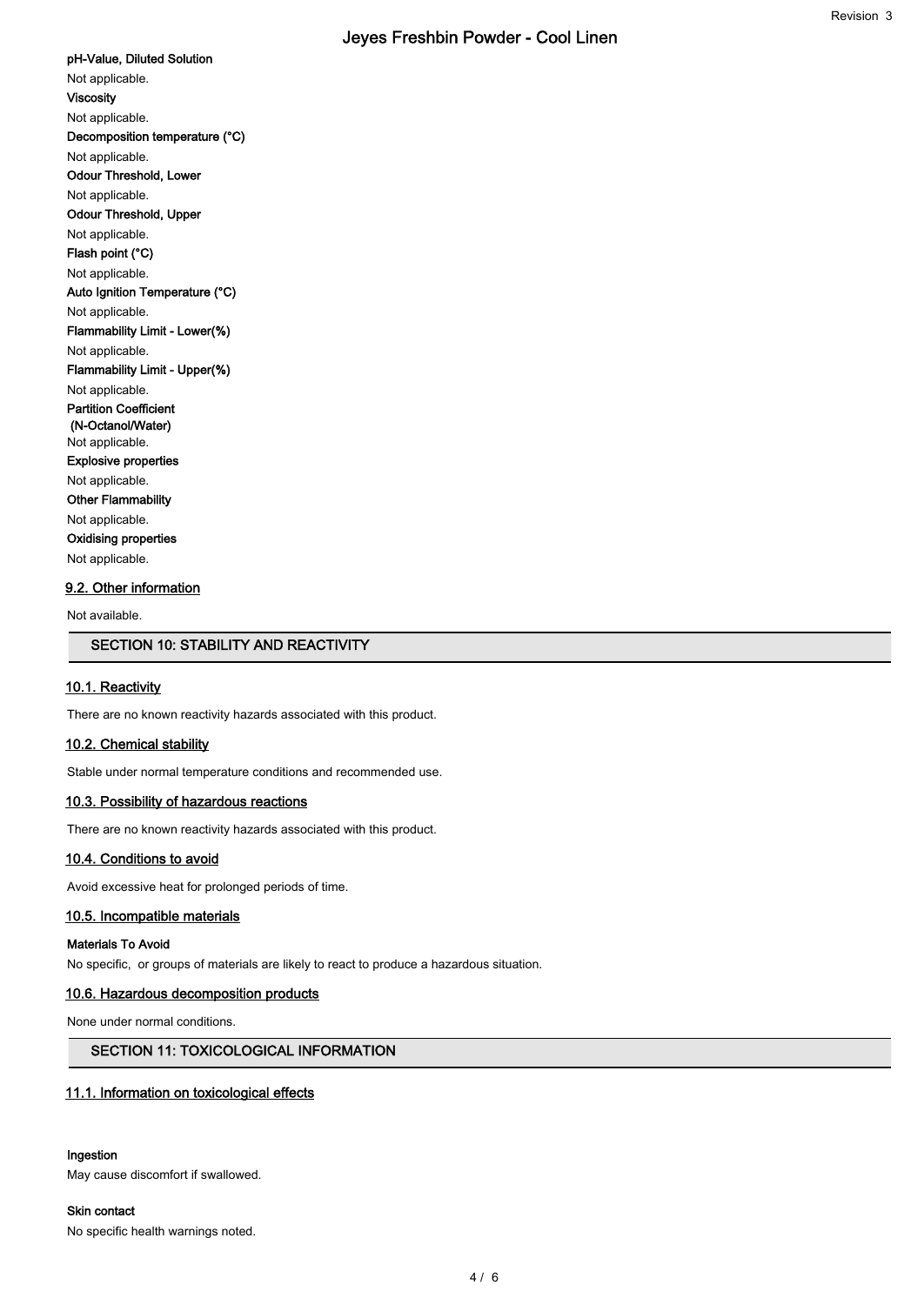**pH-Value, Diluted Solution**

Not applicable.

**Viscosity**

Not applicable.

**Decomposition temperature (°C)**

Not applicable.

**Odour Threshold, Lower**

Not applicable.

**Odour Threshold, Upper**

Not applicable.

**Flash point (°C)**

Not applicable.

**Auto Ignition Temperature (°C)**

Not applicable.

**Flammability Limit - Lower(%)**

Not applicable.

**Flammability Limit - Upper(%)**

Not applicable.

**Partition Coefficient (N-Octanol/Water)**

Not applicable.

**Explosive properties**

Not applicable.

**Other Flammability**

Not applicable.

**Oxidising properties**

Not applicable.

### 9.2. Other information

Not available.

## SECTION 10: STABILITY AND REACTIVITY

### 10.1. Reactivity

There are no known reactivity hazards associated with this product.

### 10.2. Chemical stability

Stable under normal temperature conditions and recommended use.

### 10.3. Possibility of hazardous reactions

There are no known reactivity hazards associated with this product.

### 10.4. Conditions to avoid

Avoid excessive heat for prolonged periods of time.

### 10.5. Incompatible materials

**Materials To Avoid**

No specific, or groups of materials are likely to react to produce a hazardous situation.

### 10.6. Hazardous decomposition products

None under normal conditions.

## SECTION 11: TOXICOLOGICAL INFORMATION

### 11.1. Information on toxicological effects

**Ingestion**

May cause discomfort if swallowed.

**Skin contact**

No specific health warnings noted.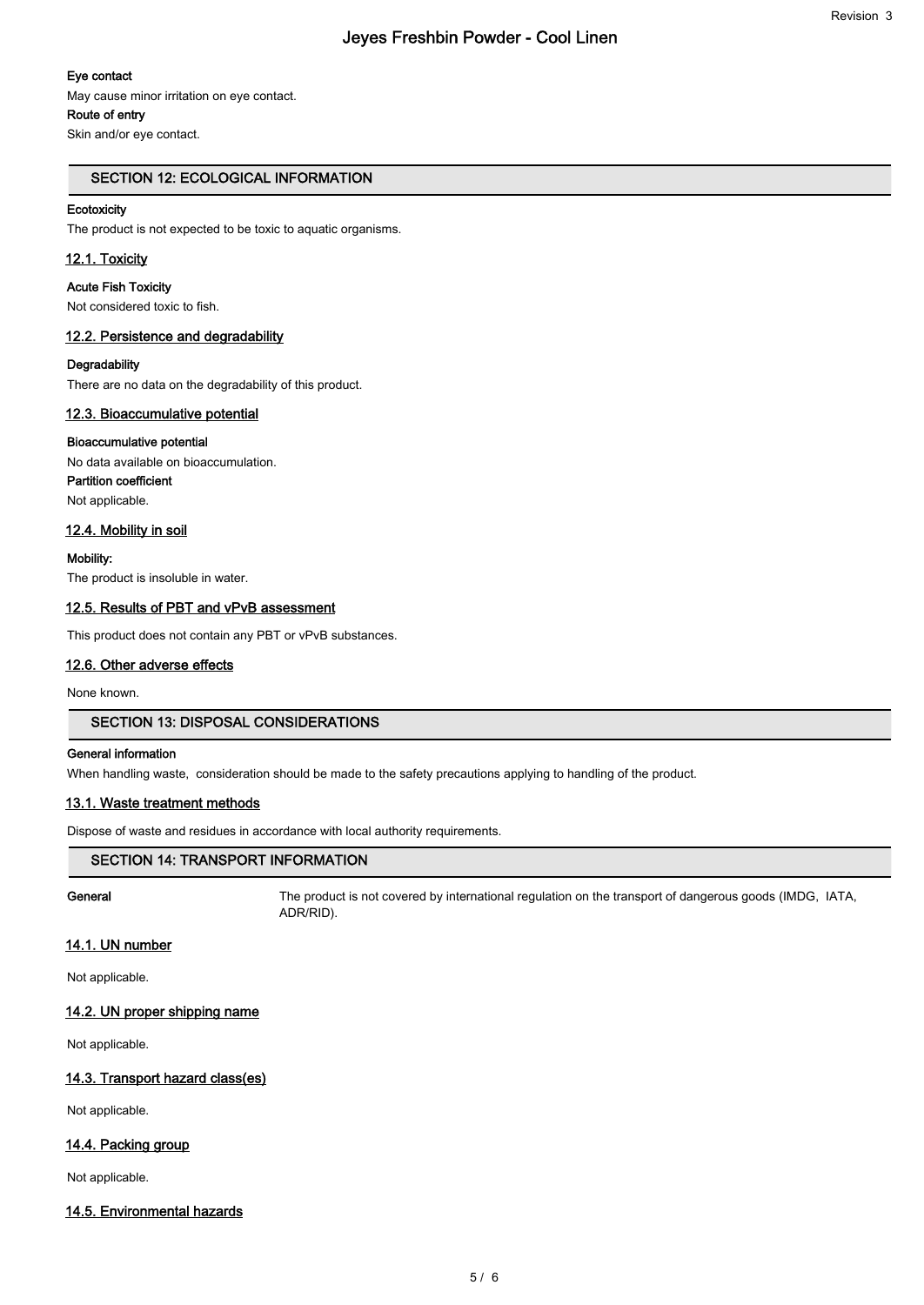**Eye contact**

May cause minor irritation on eye contact.

**Route of entry**

Skin and/or eye contact.

## SECTION 12: ECOLOGICAL INFORMATION

**Ecotoxicity**

The product is not expected to be toxic to aquatic organisms.

### 12.1. Toxicity

**Acute Fish Toxicity**

Not considered toxic to fish.

### 12.2. Persistence and degradability

**Degradability**

There are no data on the degradability of this product.

### 12.3. Bioaccumulative potential

**Bioaccumulative potential**

No data available on bioaccumulation.

**Partition coefficient**

Not applicable.

### 12.4. Mobility in soil

**Mobility:**

The product is insoluble in water.

### 12.5. Results of PBT and vPvB assessment

This product does not contain any PBT or vPvB substances.

### 12.6. Other adverse effects

None known.

## SECTION 13: DISPOSAL CONSIDERATIONS

**General information**

When handling waste, consideration should be made to the safety precautions applying to handling of the product.

### 13.1. Waste treatment methods

Dispose of waste and residues in accordance with local authority requirements.

## SECTION 14: TRANSPORT INFORMATION

**General** The product is not covered by international regulation on the transport of dangerous goods (IMDG, IATA, ADR/RID).

### 14.1. UN number

Not applicable.

### 14.2. UN proper shipping name

Not applicable.

### 14.3. Transport hazard class(es)

Not applicable.

### 14.4. Packing group

Not applicable.

### 14.5. Environmental hazards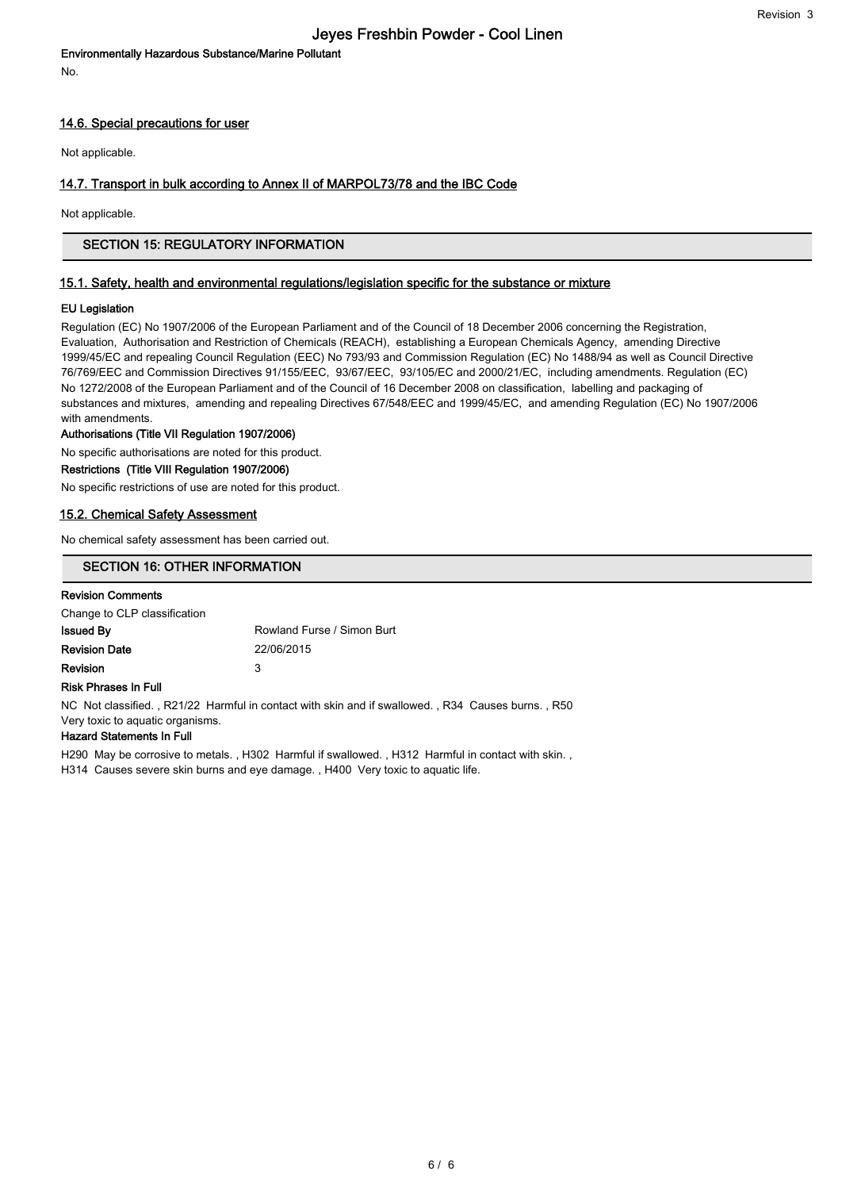**Environmentally Hazardous Substance/Marine Pollutant**

No.

### 14.6. Special precautions for user

Not applicable.

### 14.7. Transport in bulk according to Annex II of MARPOL73/78 and the IBC Code

Not applicable.

## SECTION 15: REGULATORY INFORMATION

### 15.1. Safety, health and environmental regulations/legislation specific for the substance or mixture

**EU Legislation**

Regulation (EC) No 1907/2006 of the European Parliament and of the Council of 18 December 2006 concerning the Registration, Evaluation, Authorisation and Restriction of Chemicals (REACH), establishing a European Chemicals Agency, amending Directive 1999/45/EC and repealing Council Regulation (EEC) No 793/93 and Commission Regulation (EC) No 1488/94 as well as Council Directive 76/769/EEC and Commission Directives 91/155/EEC, 93/67/EEC, 93/105/EC and 2000/21/EC, including amendments. Regulation (EC) No 1272/2008 of the European Parliament and of the Council of 16 December 2008 on classification, labelling and packaging of substances and mixtures, amending and repealing Directives 67/548/EEC and 1999/45/EC, and amending Regulation (EC) No 1907/2006 with amendments.

**Authorisations (Title VII Regulation 1907/2006)**

No specific authorisations are noted for this product.

**Restrictions (Title VIII Regulation 1907/2006)**

No specific restrictions of use are noted for this product.

### 15.2. Chemical Safety Assessment

No chemical safety assessment has been carried out.

## SECTION 16: OTHER INFORMATION

**Revision Comments**

Change to CLP classification

| | |
|---|---|
| **Issued By** | Rowland Furse / Simon Burt |
| **Revision Date** | 22/06/2015 |
| **Revision** | 3 |

**Risk Phrases In Full**

NC Not classified. , R21/22 Harmful in contact with skin and if swallowed. , R34 Causes burns. , R50 Very toxic to aquatic organisms.

**Hazard Statements In Full**

H290 May be corrosive to metals. , H302 Harmful if swallowed. , H312 Harmful in contact with skin. , H314 Causes severe skin burns and eye damage. , H400 Very toxic to aquatic life.